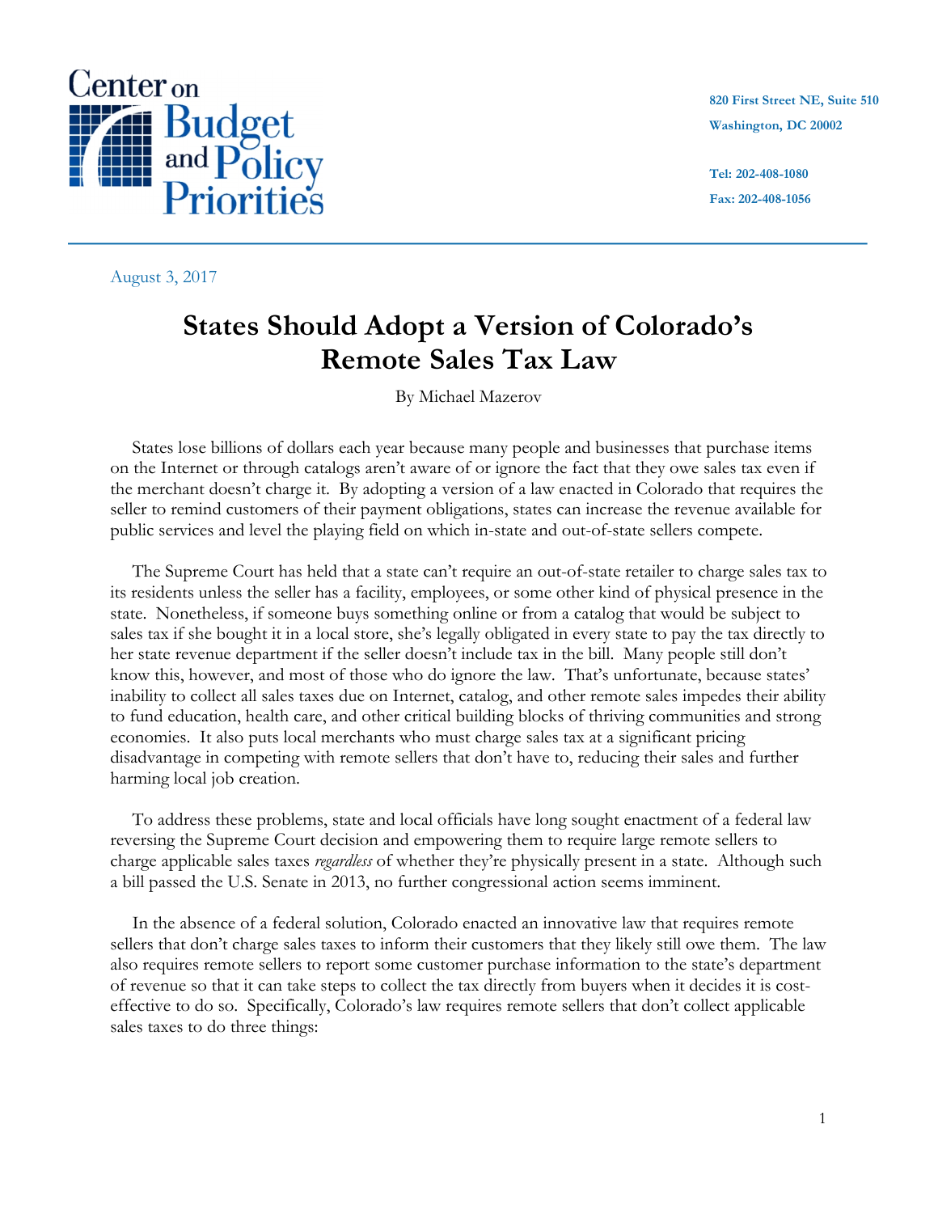Center on Budget and Policy Priorities

820 First Street NE, Suite 510
Washington, DC 20002

Tel: 202-408-1080
Fax: 202-408-1056

August 3, 2017

# States Should Adopt a Version of Colorado's Remote Sales Tax Law

By Michael Mazerov

States lose billions of dollars each year because many people and businesses that purchase items on the Internet or through catalogs aren't aware of or ignore the fact that they owe sales tax even if the merchant doesn't charge it. By adopting a version of a law enacted in Colorado that requires the seller to remind customers of their payment obligations, states can increase the revenue available for public services and level the playing field on which in-state and out-of-state sellers compete.

The Supreme Court has held that a state can't require an out-of-state retailer to charge sales tax to its residents unless the seller has a facility, employees, or some other kind of physical presence in the state. Nonetheless, if someone buys something online or from a catalog that would be subject to sales tax if she bought it in a local store, she's legally obligated in every state to pay the tax directly to her state revenue department if the seller doesn't include tax in the bill. Many people still don't know this, however, and most of those who do ignore the law. That's unfortunate, because states' inability to collect all sales taxes due on Internet, catalog, and other remote sales impedes their ability to fund education, health care, and other critical building blocks of thriving communities and strong economies. It also puts local merchants who must charge sales tax at a significant pricing disadvantage in competing with remote sellers that don't have to, reducing their sales and further harming local job creation.

To address these problems, state and local officials have long sought enactment of a federal law reversing the Supreme Court decision and empowering them to require large remote sellers to charge applicable sales taxes *regardless* of whether they're physically present in a state. Although such a bill passed the U.S. Senate in 2013, no further congressional action seems imminent.

In the absence of a federal solution, Colorado enacted an innovative law that requires remote sellers that don't charge sales taxes to inform their customers that they likely still owe them. The law also requires remote sellers to report some customer purchase information to the state's department of revenue so that it can take steps to collect the tax directly from buyers when it decides it is cost-effective to do so. Specifically, Colorado's law requires remote sellers that don't collect applicable sales taxes to do three things: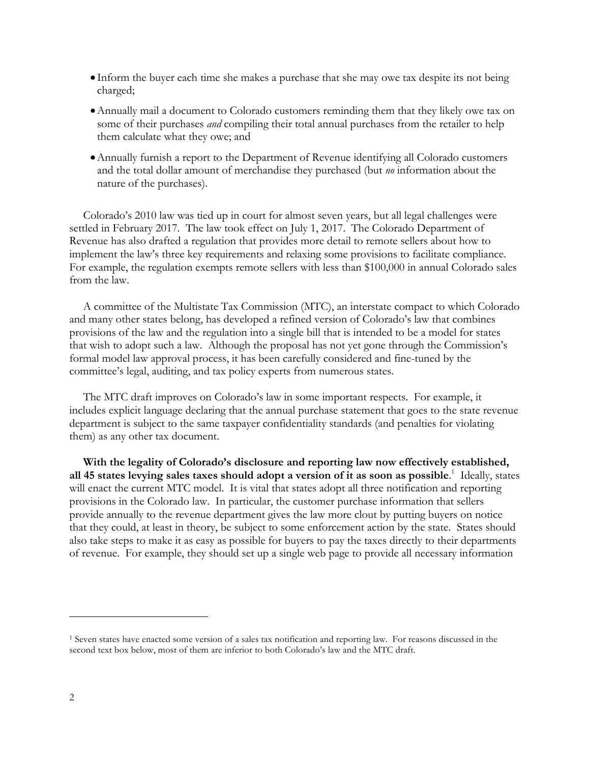- Inform the buyer each time she makes a purchase that she may owe tax despite its not being charged;
- Annually mail a document to Colorado customers reminding them that they likely owe tax on some of their purchases *and* compiling their total annual purchases from the retailer to help them calculate what they owe; and
- Annually furnish a report to the Department of Revenue identifying all Colorado customers and the total dollar amount of merchandise they purchased (but *no* information about the nature of the purchases).

Colorado's 2010 law was tied up in court for almost seven years, but all legal challenges were settled in February 2017. The law took effect on July 1, 2017. The Colorado Department of Revenue has also drafted a regulation that provides more detail to remote sellers about how to implement the law's three key requirements and relaxing some provisions to facilitate compliance. For example, the regulation exempts remote sellers with less than $100,000 in annual Colorado sales from the law.

A committee of the Multistate Tax Commission (MTC), an interstate compact to which Colorado and many other states belong, has developed a refined version of Colorado's law that combines provisions of the law and the regulation into a single bill that is intended to be a model for states that wish to adopt such a law. Although the proposal has not yet gone through the Commission's formal model law approval process, it has been carefully considered and fine-tuned by the committee's legal, auditing, and tax policy experts from numerous states.

The MTC draft improves on Colorado's law in some important respects. For example, it includes explicit language declaring that the annual purchase statement that goes to the state revenue department is subject to the same taxpayer confidentiality standards (and penalties for violating them) as any other tax document.

**With the legality of Colorado's disclosure and reporting law now effectively established, all 45 states levying sales taxes should adopt a version of it as soon as possible**.[1] Ideally, states will enact the current MTC model. It is vital that states adopt all three notification and reporting provisions in the Colorado law. In particular, the customer purchase information that sellers provide annually to the revenue department gives the law more clout by putting buyers on notice that they could, at least in theory, be subject to some enforcement action by the state. States should also take steps to make it as easy as possible for buyers to pay the taxes directly to their departments of revenue. For example, they should set up a single web page to provide all necessary information

[1] Seven states have enacted some version of a sales tax notification and reporting law. For reasons discussed in the second text box below, most of them are inferior to both Colorado's law and the MTC draft.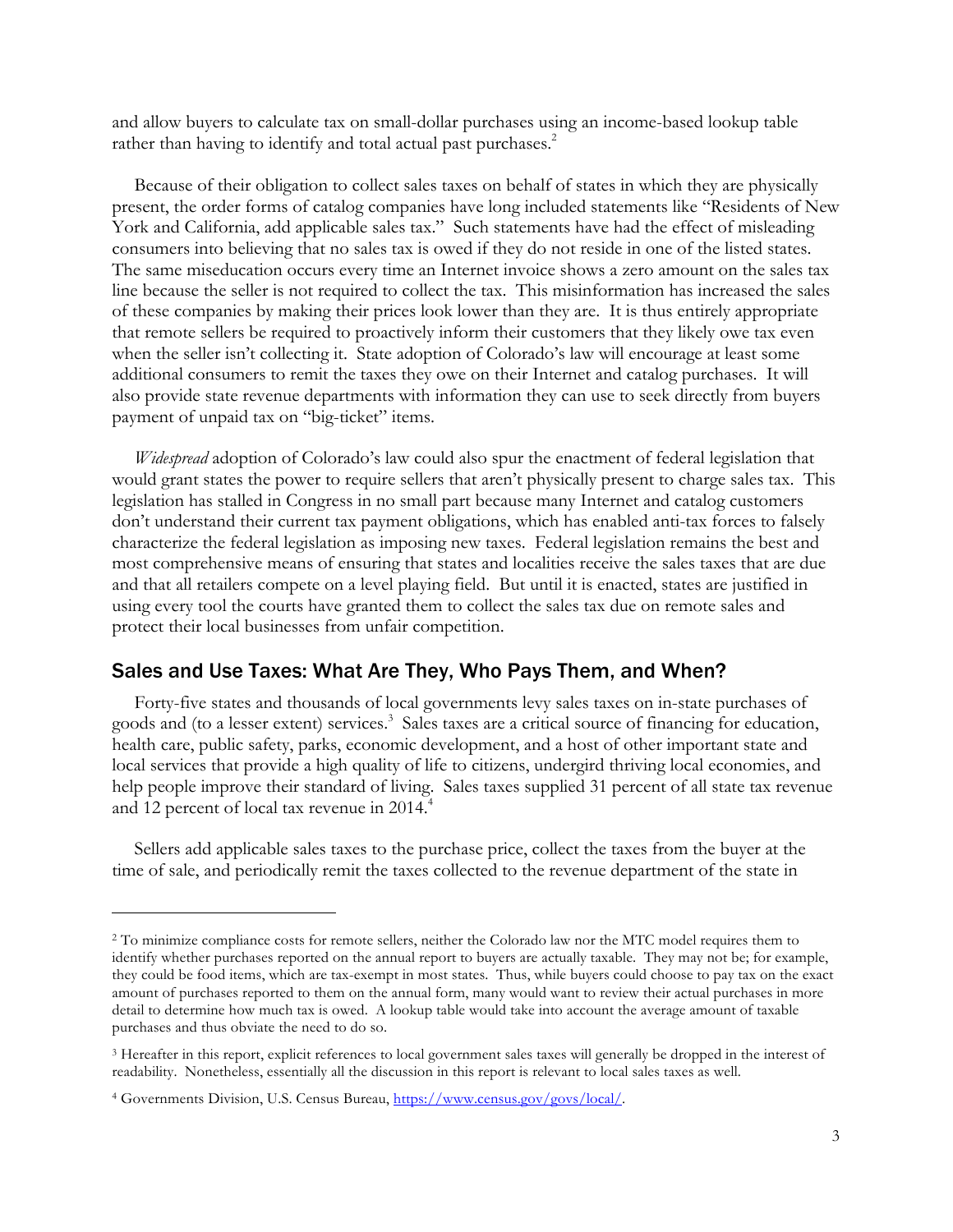and allow buyers to calculate tax on small-dollar purchases using an income-based lookup table rather than having to identify and total actual past purchases.[2]

Because of their obligation to collect sales taxes on behalf of states in which they are physically present, the order forms of catalog companies have long included statements like "Residents of New York and California, add applicable sales tax." Such statements have had the effect of misleading consumers into believing that no sales tax is owed if they do not reside in one of the listed states. The same miseducation occurs every time an Internet invoice shows a zero amount on the sales tax line because the seller is not required to collect the tax. This misinformation has increased the sales of these companies by making their prices look lower than they are. It is thus entirely appropriate that remote sellers be required to proactively inform their customers that they likely owe tax even when the seller isn't collecting it. State adoption of Colorado's law will encourage at least some additional consumers to remit the taxes they owe on their Internet and catalog purchases. It will also provide state revenue departments with information they can use to seek directly from buyers payment of unpaid tax on "big-ticket" items.

*Widespread* adoption of Colorado's law could also spur the enactment of federal legislation that would grant states the power to require sellers that aren't physically present to charge sales tax. This legislation has stalled in Congress in no small part because many Internet and catalog customers don't understand their current tax payment obligations, which has enabled anti-tax forces to falsely characterize the federal legislation as imposing new taxes. Federal legislation remains the best and most comprehensive means of ensuring that states and localities receive the sales taxes that are due and that all retailers compete on a level playing field. But until it is enacted, states are justified in using every tool the courts have granted them to collect the sales tax due on remote sales and protect their local businesses from unfair competition.

## Sales and Use Taxes: What Are They, Who Pays Them, and When?

Forty-five states and thousands of local governments levy sales taxes on in-state purchases of goods and (to a lesser extent) services.[3] Sales taxes are a critical source of financing for education, health care, public safety, parks, economic development, and a host of other important state and local services that provide a high quality of life to citizens, undergird thriving local economies, and help people improve their standard of living. Sales taxes supplied 31 percent of all state tax revenue and 12 percent of local tax revenue in 2014.[4]

Sellers add applicable sales taxes to the purchase price, collect the taxes from the buyer at the time of sale, and periodically remit the taxes collected to the revenue department of the state in

---

[2] To minimize compliance costs for remote sellers, neither the Colorado law nor the MTC model requires them to identify whether purchases reported on the annual report to buyers are actually taxable. They may not be; for example, they could be food items, which are tax-exempt in most states. Thus, while buyers could choose to pay tax on the exact amount of purchases reported to them on the annual form, many would want to review their actual purchases in more detail to determine how much tax is owed. A lookup table would take into account the average amount of taxable purchases and thus obviate the need to do so.

[3] Hereafter in this report, explicit references to local government sales taxes will generally be dropped in the interest of readability. Nonetheless, essentially all the discussion in this report is relevant to local sales taxes as well.

[4] Governments Division, U.S. Census Bureau, https://www.census.gov/govs/local/.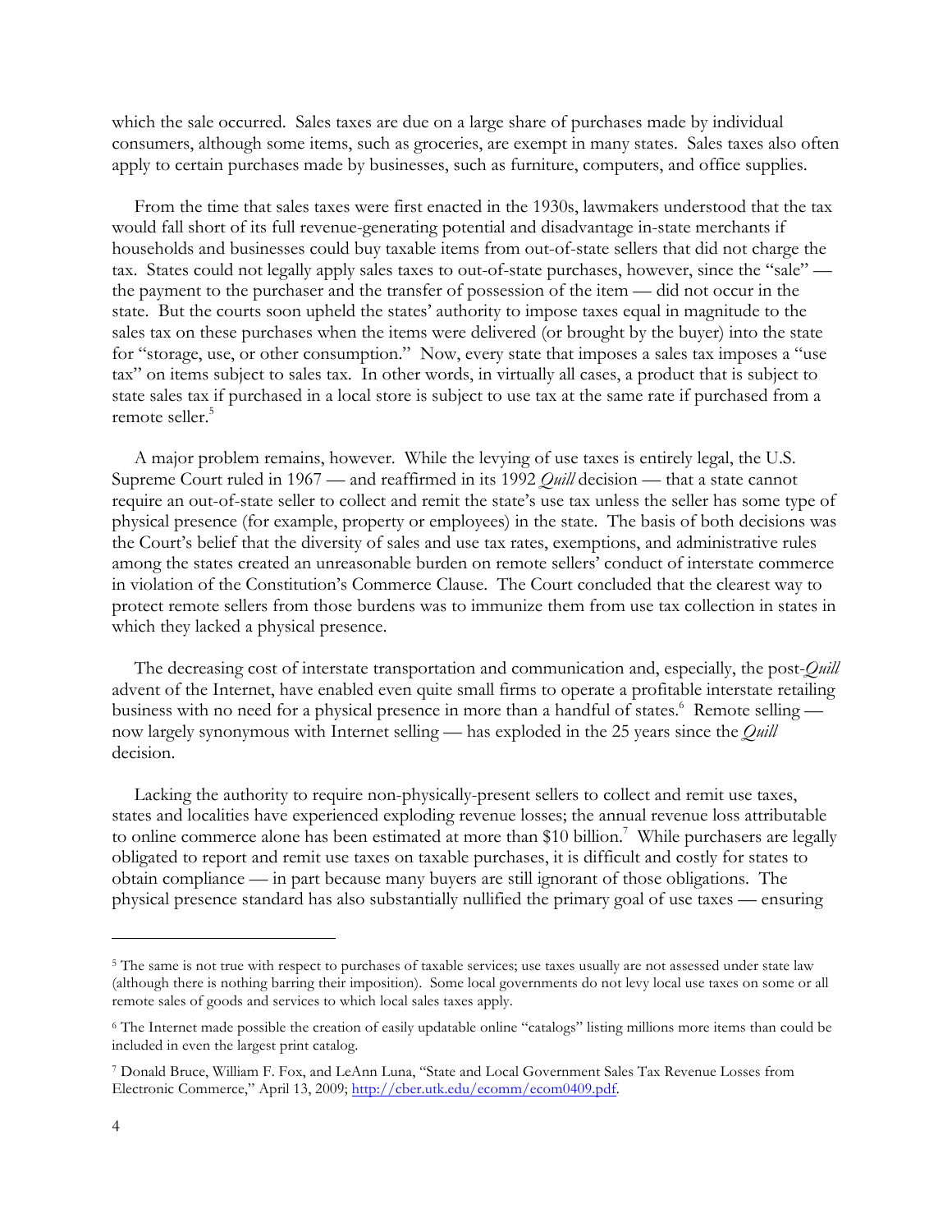which the sale occurred. Sales taxes are due on a large share of purchases made by individual consumers, although some items, such as groceries, are exempt in many states. Sales taxes also often apply to certain purchases made by businesses, such as furniture, computers, and office supplies.

From the time that sales taxes were first enacted in the 1930s, lawmakers understood that the tax would fall short of its full revenue-generating potential and disadvantage in-state merchants if households and businesses could buy taxable items from out-of-state sellers that did not charge the tax. States could not legally apply sales taxes to out-of-state purchases, however, since the "sale" — the payment to the purchaser and the transfer of possession of the item — did not occur in the state. But the courts soon upheld the states' authority to impose taxes equal in magnitude to the sales tax on these purchases when the items were delivered (or brought by the buyer) into the state for "storage, use, or other consumption." Now, every state that imposes a sales tax imposes a "use tax" on items subject to sales tax. In other words, in virtually all cases, a product that is subject to state sales tax if purchased in a local store is subject to use tax at the same rate if purchased from a remote seller.[5]

A major problem remains, however. While the levying of use taxes is entirely legal, the U.S. Supreme Court ruled in 1967 — and reaffirmed in its 1992 *Quill* decision — that a state cannot require an out-of-state seller to collect and remit the state's use tax unless the seller has some type of physical presence (for example, property or employees) in the state. The basis of both decisions was the Court's belief that the diversity of sales and use tax rates, exemptions, and administrative rules among the states created an unreasonable burden on remote sellers' conduct of interstate commerce in violation of the Constitution's Commerce Clause. The Court concluded that the clearest way to protect remote sellers from those burdens was to immunize them from use tax collection in states in which they lacked a physical presence.

The decreasing cost of interstate transportation and communication and, especially, the post-*Quill* advent of the Internet, have enabled even quite small firms to operate a profitable interstate retailing business with no need for a physical presence in more than a handful of states.[6] Remote selling — now largely synonymous with Internet selling — has exploded in the 25 years since the *Quill* decision.

Lacking the authority to require non-physically-present sellers to collect and remit use taxes, states and localities have experienced exploding revenue losses; the annual revenue loss attributable to online commerce alone has been estimated at more than $10 billion.[7] While purchasers are legally obligated to report and remit use taxes on taxable purchases, it is difficult and costly for states to obtain compliance — in part because many buyers are still ignorant of those obligations. The physical presence standard has also substantially nullified the primary goal of use taxes — ensuring

---

[5] The same is not true with respect to purchases of taxable services; use taxes usually are not assessed under state law (although there is nothing barring their imposition). Some local governments do not levy local use taxes on some or all remote sales of goods and services to which local sales taxes apply.

[6] The Internet made possible the creation of easily updatable online "catalogs" listing millions more items than could be included in even the largest print catalog.

[7] Donald Bruce, William F. Fox, and LeAnn Luna, "State and Local Government Sales Tax Revenue Losses from Electronic Commerce," April 13, 2009; http://cber.utk.edu/ecomm/ecom0409.pdf.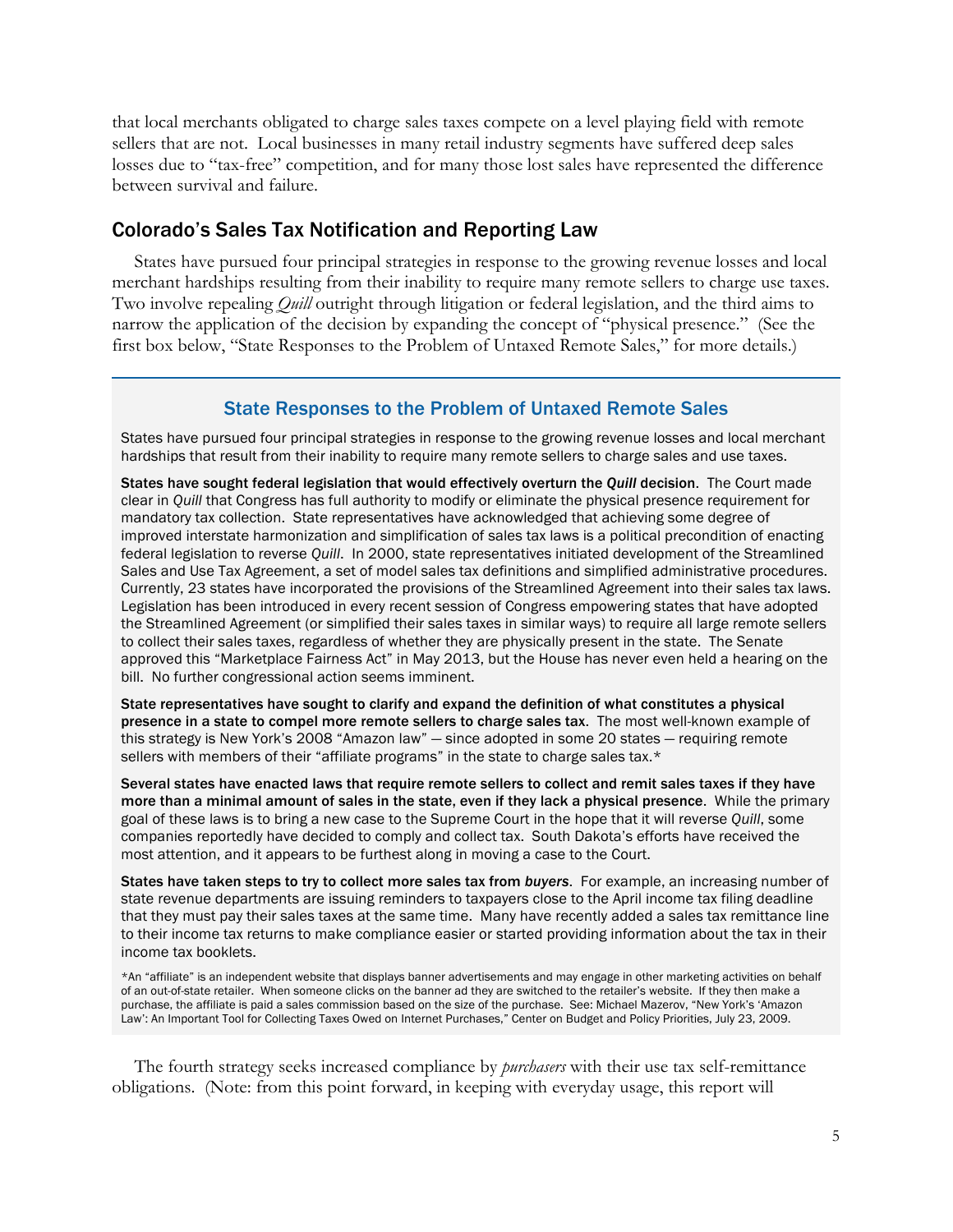that local merchants obligated to charge sales taxes compete on a level playing field with remote sellers that are not. Local businesses in many retail industry segments have suffered deep sales losses due to "tax-free" competition, and for many those lost sales have represented the difference between survival and failure.

## Colorado's Sales Tax Notification and Reporting Law

States have pursued four principal strategies in response to the growing revenue losses and local merchant hardships resulting from their inability to require many remote sellers to charge use taxes. Two involve repealing *Quill* outright through litigation or federal legislation, and the third aims to narrow the application of the decision by expanding the concept of "physical presence." (See the first box below, "State Responses to the Problem of Untaxed Remote Sales," for more details.)

### State Responses to the Problem of Untaxed Remote Sales

States have pursued four principal strategies in response to the growing revenue losses and local merchant hardships that result from their inability to require many remote sellers to charge sales and use taxes.

**States have sought federal legislation that would effectively overturn the *Quill* decision**. The Court made clear in *Quill* that Congress has full authority to modify or eliminate the physical presence requirement for mandatory tax collection. State representatives have acknowledged that achieving some degree of improved interstate harmonization and simplification of sales tax laws is a political precondition of enacting federal legislation to reverse *Quill*. In 2000, state representatives initiated development of the Streamlined Sales and Use Tax Agreement, a set of model sales tax definitions and simplified administrative procedures. Currently, 23 states have incorporated the provisions of the Streamlined Agreement into their sales tax laws. Legislation has been introduced in every recent session of Congress empowering states that have adopted the Streamlined Agreement (or simplified their sales taxes in similar ways) to require all large remote sellers to collect their sales taxes, regardless of whether they are physically present in the state. The Senate approved this "Marketplace Fairness Act" in May 2013, but the House has never even held a hearing on the bill. No further congressional action seems imminent.

**State representatives have sought to clarify and expand the definition of what constitutes a physical presence in a state to compel more remote sellers to charge sales tax**. The most well-known example of this strategy is New York's 2008 "Amazon law" — since adopted in some 20 states — requiring remote sellers with members of their "affiliate programs" in the state to charge sales tax.*

**Several states have enacted laws that require remote sellers to collect and remit sales taxes if they have more than a minimal amount of sales in the state, even if they lack a physical presence**. While the primary goal of these laws is to bring a new case to the Supreme Court in the hope that it will reverse *Quill*, some companies reportedly have decided to comply and collect tax. South Dakota's efforts have received the most attention, and it appears to be furthest along in moving a case to the Court.

**States have taken steps to try to collect more sales tax from *buyers***. For example, an increasing number of state revenue departments are issuing reminders to taxpayers close to the April income tax filing deadline that they must pay their sales taxes at the same time. Many have recently added a sales tax remittance line to their income tax returns to make compliance easier or started providing information about the tax in their income tax booklets.

*An "affiliate" is an independent website that displays banner advertisements and may engage in other marketing activities on behalf of an out-of-state retailer. When someone clicks on the banner ad they are switched to the retailer's website. If they then make a purchase, the affiliate is paid a sales commission based on the size of the purchase. See: Michael Mazerov, "New York's 'Amazon Law': An Important Tool for Collecting Taxes Owed on Internet Purchases," Center on Budget and Policy Priorities, July 23, 2009.

The fourth strategy seeks increased compliance by *purchasers* with their use tax self-remittance obligations. (Note: from this point forward, in keeping with everyday usage, this report will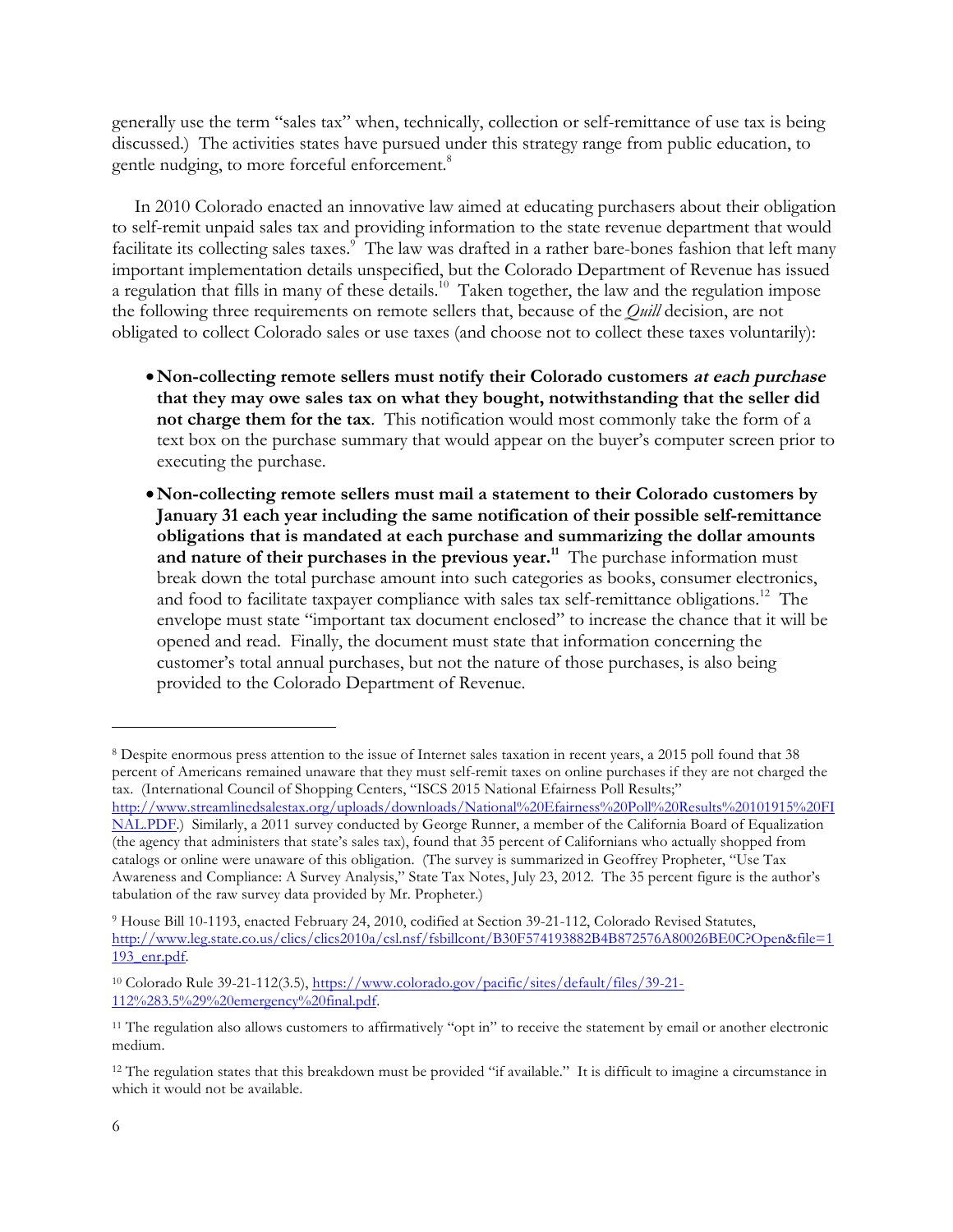generally use the term "sales tax" when, technically, collection or self-remittance of use tax is being discussed.) The activities states have pursued under this strategy range from public education, to gentle nudging, to more forceful enforcement.[8]

In 2010 Colorado enacted an innovative law aimed at educating purchasers about their obligation to self-remit unpaid sales tax and providing information to the state revenue department that would facilitate its collecting sales taxes.[9] The law was drafted in a rather bare-bones fashion that left many important implementation details unspecified, but the Colorado Department of Revenue has issued a regulation that fills in many of these details.[10] Taken together, the law and the regulation impose the following three requirements on remote sellers that, because of the *Quill* decision, are not obligated to collect Colorado sales or use taxes (and choose not to collect these taxes voluntarily):

- **Non-collecting remote sellers must notify their Colorado customers *at each purchase* that they may owe sales tax on what they bought, notwithstanding that the seller did not charge them for the tax**. This notification would most commonly take the form of a text box on the purchase summary that would appear on the buyer's computer screen prior to executing the purchase.
- **Non-collecting remote sellers must mail a statement to their Colorado customers by January 31 each year including the same notification of their possible self-remittance obligations that is mandated at each purchase and summarizing the dollar amounts and nature of their purchases in the previous year.[11]** The purchase information must break down the total purchase amount into such categories as books, consumer electronics, and food to facilitate taxpayer compliance with sales tax self-remittance obligations.[12] The envelope must state "important tax document enclosed" to increase the chance that it will be opened and read. Finally, the document must state that information concerning the customer's total annual purchases, but not the nature of those purchases, is also being provided to the Colorado Department of Revenue.

---

[8] Despite enormous press attention to the issue of Internet sales taxation in recent years, a 2015 poll found that 38 percent of Americans remained unaware that they must self-remit taxes on online purchases if they are not charged the tax. (International Council of Shopping Centers, "ISCS 2015 National Efairness Poll Results;" http://www.streamlinedsalestax.org/uploads/downloads/National%20Efairness%20Poll%20Results%20101915%20FINAL.PDF.) Similarly, a 2011 survey conducted by George Runner, a member of the California Board of Equalization (the agency that administers that state's sales tax), found that 35 percent of Californians who actually shopped from catalogs or online were unaware of this obligation. (The survey is summarized in Geoffrey Propheter, "Use Tax Awareness and Compliance: A Survey Analysis," State Tax Notes, July 23, 2012. The 35 percent figure is the author's tabulation of the raw survey data provided by Mr. Propheter.)

[9] House Bill 10-1193, enacted February 24, 2010, codified at Section 39-21-112, Colorado Revised Statutes, http://www.leg.state.co.us/clics/clics2010a/csl.nsf/fsbillcont/B30F574193882B4B872576A80026BE0C?Open&file=1193_enr.pdf.

[10] Colorado Rule 39-21-112(3.5), https://www.colorado.gov/pacific/sites/default/files/39-21-112%283.5%29%20emergency%20final.pdf.

[11] The regulation also allows customers to affirmatively "opt in" to receive the statement by email or another electronic medium.

[12] The regulation states that this breakdown must be provided "if available." It is difficult to imagine a circumstance in which it would not be available.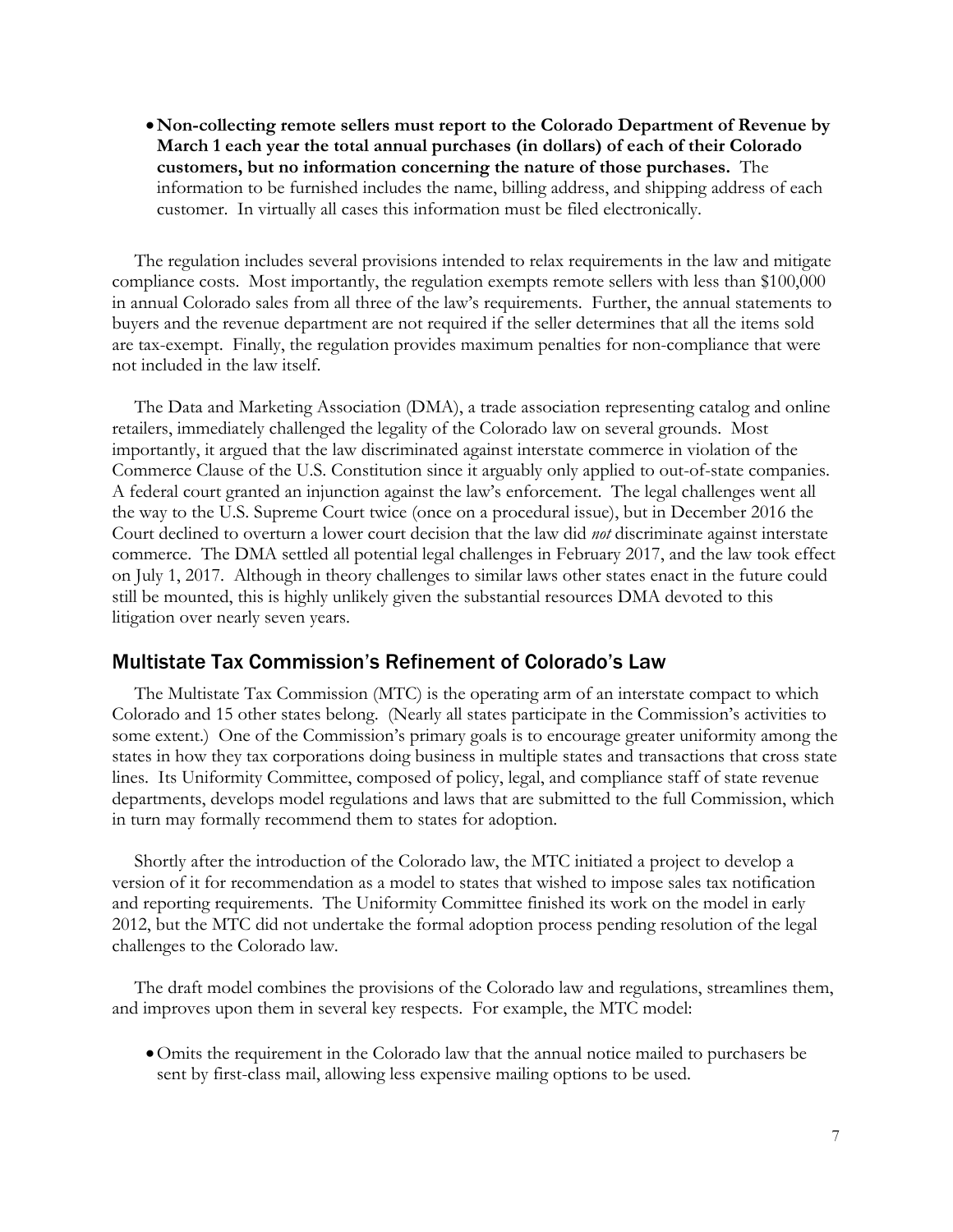- **Non-collecting remote sellers must report to the Colorado Department of Revenue by March 1 each year the total annual purchases (in dollars) of each of their Colorado customers, but no information concerning the nature of those purchases.** The information to be furnished includes the name, billing address, and shipping address of each customer. In virtually all cases this information must be filed electronically.

The regulation includes several provisions intended to relax requirements in the law and mitigate compliance costs. Most importantly, the regulation exempts remote sellers with less than $100,000 in annual Colorado sales from all three of the law's requirements. Further, the annual statements to buyers and the revenue department are not required if the seller determines that all the items sold are tax-exempt. Finally, the regulation provides maximum penalties for non-compliance that were not included in the law itself.

The Data and Marketing Association (DMA), a trade association representing catalog and online retailers, immediately challenged the legality of the Colorado law on several grounds. Most importantly, it argued that the law discriminated against interstate commerce in violation of the Commerce Clause of the U.S. Constitution since it arguably only applied to out-of-state companies. A federal court granted an injunction against the law's enforcement. The legal challenges went all the way to the U.S. Supreme Court twice (once on a procedural issue), but in December 2016 the Court declined to overturn a lower court decision that the law did *not* discriminate against interstate commerce. The DMA settled all potential legal challenges in February 2017, and the law took effect on July 1, 2017. Although in theory challenges to similar laws other states enact in the future could still be mounted, this is highly unlikely given the substantial resources DMA devoted to this litigation over nearly seven years.

## Multistate Tax Commission's Refinement of Colorado's Law

The Multistate Tax Commission (MTC) is the operating arm of an interstate compact to which Colorado and 15 other states belong. (Nearly all states participate in the Commission's activities to some extent.) One of the Commission's primary goals is to encourage greater uniformity among the states in how they tax corporations doing business in multiple states and transactions that cross state lines. Its Uniformity Committee, composed of policy, legal, and compliance staff of state revenue departments, develops model regulations and laws that are submitted to the full Commission, which in turn may formally recommend them to states for adoption.

Shortly after the introduction of the Colorado law, the MTC initiated a project to develop a version of it for recommendation as a model to states that wished to impose sales tax notification and reporting requirements. The Uniformity Committee finished its work on the model in early 2012, but the MTC did not undertake the formal adoption process pending resolution of the legal challenges to the Colorado law.

The draft model combines the provisions of the Colorado law and regulations, streamlines them, and improves upon them in several key respects. For example, the MTC model:

- Omits the requirement in the Colorado law that the annual notice mailed to purchasers be sent by first-class mail, allowing less expensive mailing options to be used.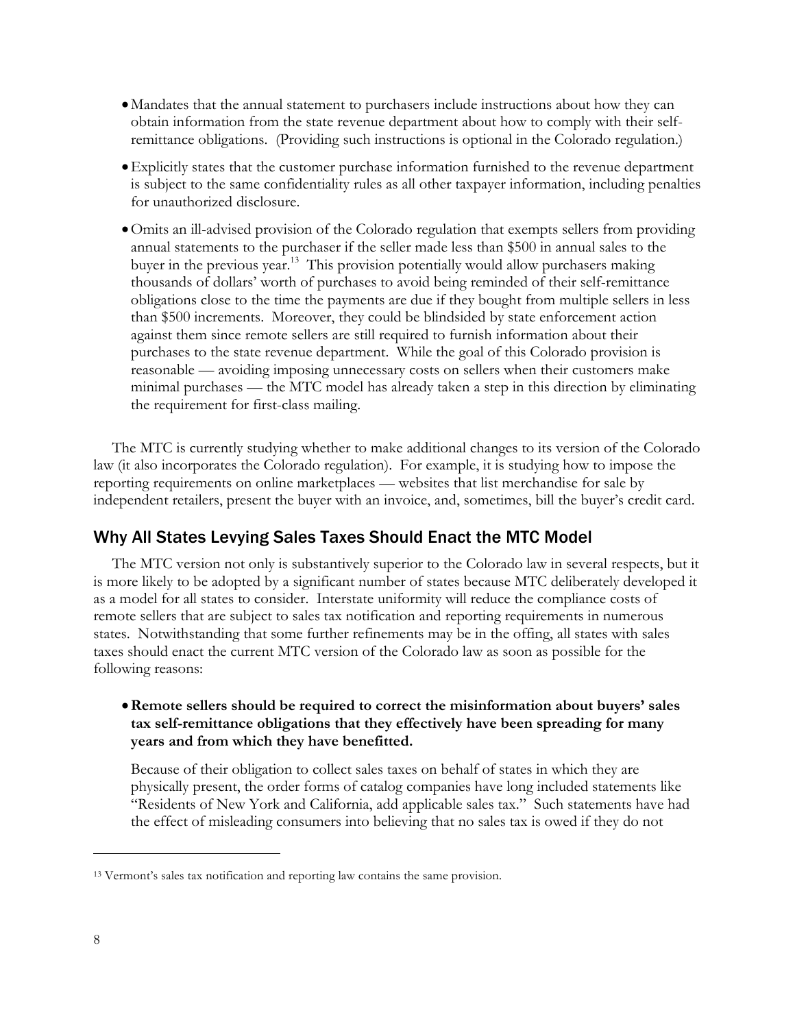- Mandates that the annual statement to purchasers include instructions about how they can obtain information from the state revenue department about how to comply with their self-remittance obligations. (Providing such instructions is optional in the Colorado regulation.)
- Explicitly states that the customer purchase information furnished to the revenue department is subject to the same confidentiality rules as all other taxpayer information, including penalties for unauthorized disclosure.
- Omits an ill-advised provision of the Colorado regulation that exempts sellers from providing annual statements to the purchaser if the seller made less than $500 in annual sales to the buyer in the previous year.[13] This provision potentially would allow purchasers making thousands of dollars' worth of purchases to avoid being reminded of their self-remittance obligations close to the time the payments are due if they bought from multiple sellers in less than $500 increments. Moreover, they could be blindsided by state enforcement action against them since remote sellers are still required to furnish information about their purchases to the state revenue department. While the goal of this Colorado provision is reasonable — avoiding imposing unnecessary costs on sellers when their customers make minimal purchases — the MTC model has already taken a step in this direction by eliminating the requirement for first-class mailing.

The MTC is currently studying whether to make additional changes to its version of the Colorado law (it also incorporates the Colorado regulation). For example, it is studying how to impose the reporting requirements on online marketplaces — websites that list merchandise for sale by independent retailers, present the buyer with an invoice, and, sometimes, bill the buyer's credit card.

## Why All States Levying Sales Taxes Should Enact the MTC Model

The MTC version not only is substantively superior to the Colorado law in several respects, but it is more likely to be adopted by a significant number of states because MTC deliberately developed it as a model for all states to consider. Interstate uniformity will reduce the compliance costs of remote sellers that are subject to sales tax notification and reporting requirements in numerous states. Notwithstanding that some further refinements may be in the offing, all states with sales taxes should enact the current MTC version of the Colorado law as soon as possible for the following reasons:

- **Remote sellers should be required to correct the misinformation about buyers' sales tax self-remittance obligations that they effectively have been spreading for many years and from which they have benefitted.**

  Because of their obligation to collect sales taxes on behalf of states in which they are physically present, the order forms of catalog companies have long included statements like "Residents of New York and California, add applicable sales tax." Such statements have had the effect of misleading consumers into believing that no sales tax is owed if they do not

---

[13] Vermont's sales tax notification and reporting law contains the same provision.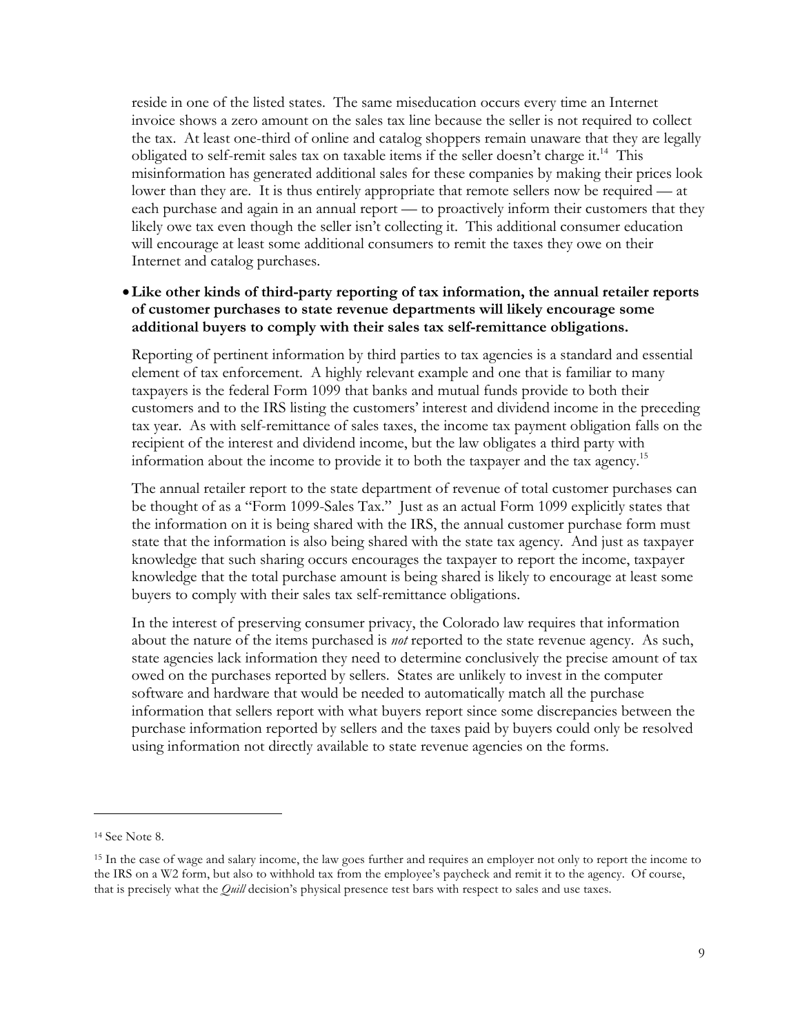reside in one of the listed states. The same miseducation occurs every time an Internet invoice shows a zero amount on the sales tax line because the seller is not required to collect the tax. At least one-third of online and catalog shoppers remain unaware that they are legally obligated to self-remit sales tax on taxable items if the seller doesn't charge it.[14] This misinformation has generated additional sales for these companies by making their prices look lower than they are. It is thus entirely appropriate that remote sellers now be required — at each purchase and again in an annual report — to proactively inform their customers that they likely owe tax even though the seller isn't collecting it. This additional consumer education will encourage at least some additional consumers to remit the taxes they owe on their Internet and catalog purchases.

- **Like other kinds of third-party reporting of tax information, the annual retailer reports of customer purchases to state revenue departments will likely encourage some additional buyers to comply with their sales tax self-remittance obligations.**

  Reporting of pertinent information by third parties to tax agencies is a standard and essential element of tax enforcement. A highly relevant example and one that is familiar to many taxpayers is the federal Form 1099 that banks and mutual funds provide to both their customers and to the IRS listing the customers' interest and dividend income in the preceding tax year. As with self-remittance of sales taxes, the income tax payment obligation falls on the recipient of the interest and dividend income, but the law obligates a third party with information about the income to provide it to both the taxpayer and the tax agency.[15]

  The annual retailer report to the state department of revenue of total customer purchases can be thought of as a "Form 1099-Sales Tax." Just as an actual Form 1099 explicitly states that the information on it is being shared with the IRS, the annual customer purchase form must state that the information is also being shared with the state tax agency. And just as taxpayer knowledge that such sharing occurs encourages the taxpayer to report the income, taxpayer knowledge that the total purchase amount is being shared is likely to encourage at least some buyers to comply with their sales tax self-remittance obligations.

  In the interest of preserving consumer privacy, the Colorado law requires that information about the nature of the items purchased is *not* reported to the state revenue agency. As such, state agencies lack information they need to determine conclusively the precise amount of tax owed on the purchases reported by sellers. States are unlikely to invest in the computer software and hardware that would be needed to automatically match all the purchase information that sellers report with what buyers report since some discrepancies between the purchase information reported by sellers and the taxes paid by buyers could only be resolved using information not directly available to state revenue agencies on the forms.

---

[14] See Note 8.

[15] In the case of wage and salary income, the law goes further and requires an employer not only to report the income to the IRS on a W2 form, but also to withhold tax from the employee's paycheck and remit it to the agency. Of course, that is precisely what the *Quill* decision's physical presence test bars with respect to sales and use taxes.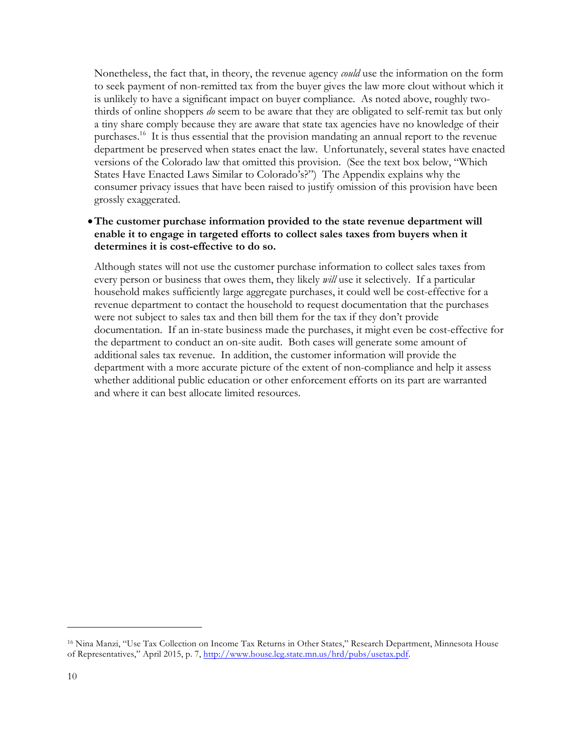Nonetheless, the fact that, in theory, the revenue agency *could* use the information on the form to seek payment of non-remitted tax from the buyer gives the law more clout without which it is unlikely to have a significant impact on buyer compliance. As noted above, roughly two-thirds of online shoppers *do* seem to be aware that they are obligated to self-remit tax but only a tiny share comply because they are aware that state tax agencies have no knowledge of their purchases.[16] It is thus essential that the provision mandating an annual report to the revenue department be preserved when states enact the law. Unfortunately, several states have enacted versions of the Colorado law that omitted this provision. (See the text box below, "Which States Have Enacted Laws Similar to Colorado's?") The Appendix explains why the consumer privacy issues that have been raised to justify omission of this provision have been grossly exaggerated.

- **The customer purchase information provided to the state revenue department will enable it to engage in targeted efforts to collect sales taxes from buyers when it determines it is cost-effective to do so.**

  Although states will not use the customer purchase information to collect sales taxes from every person or business that owes them, they likely *will* use it selectively. If a particular household makes sufficiently large aggregate purchases, it could well be cost-effective for a revenue department to contact the household to request documentation that the purchases were not subject to sales tax and then bill them for the tax if they don't provide documentation. If an in-state business made the purchases, it might even be cost-effective for the department to conduct an on-site audit. Both cases will generate some amount of additional sales tax revenue. In addition, the customer information will provide the department with a more accurate picture of the extent of non-compliance and help it assess whether additional public education or other enforcement efforts on its part are warranted and where it can best allocate limited resources.

---

[16] Nina Manzi, "Use Tax Collection on Income Tax Returns in Other States," Research Department, Minnesota House of Representatives," April 2015, p. 7, http://www.house.leg.state.mn.us/hrd/pubs/usetax.pdf.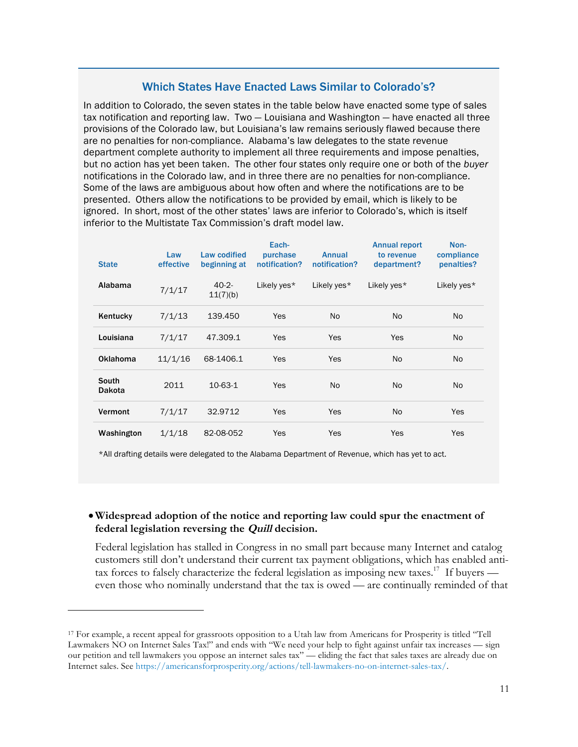## Which States Have Enacted Laws Similar to Colorado's?

In addition to Colorado, the seven states in the table below have enacted some type of sales tax notification and reporting law. Two — Louisiana and Washington — have enacted all three provisions of the Colorado law, but Louisiana's law remains seriously flawed because there are no penalties for non-compliance. Alabama's law delegates to the state revenue department complete authority to implement all three requirements and impose penalties, but no action has yet been taken. The other four states only require one or both of the *buyer* notifications in the Colorado law, and in three there are no penalties for non-compliance. Some of the laws are ambiguous about how often and where the notifications are to be presented. Others allow the notifications to be provided by email, which is likely to be ignored. In short, most of the other states' laws are inferior to Colorado's, which is itself inferior to the Multistate Tax Commission's draft model law.

| State | Law effective | Law codified beginning at | Each-purchase notification? | Annual notification? | Annual report to revenue department? | Non-compliance penalties? |
|---|---|---|---|---|---|---|
| Alabama | 7/1/17 | 40-2-11(7)(b) | Likely yes* | Likely yes* | Likely yes* | Likely yes* |
| Kentucky | 7/1/13 | 139.450 | Yes | No | No | No |
| Louisiana | 7/1/17 | 47.309.1 | Yes | Yes | Yes | No |
| Oklahoma | 11/1/16 | 68-1406.1 | Yes | Yes | No | No |
| South Dakota | 2011 | 10-63-1 | Yes | No | No | No |
| Vermont | 7/1/17 | 32.9712 | Yes | Yes | No | Yes |
| Washington | 1/1/18 | 82-08-052 | Yes | Yes | Yes | Yes |

*All drafting details were delegated to the Alabama Department of Revenue, which has yet to act.

- **Widespread adoption of the notice and reporting law could spur the enactment of federal legislation reversing the *Quill* decision.**

  Federal legislation has stalled in Congress in no small part because many Internet and catalog customers still don't understand their current tax payment obligations, which has enabled anti-tax forces to falsely characterize the federal legislation as imposing new taxes.[17] If buyers — even those who nominally understand that the tax is owed — are continually reminded of that

[17] For example, a recent appeal for grassroots opposition to a Utah law from Americans for Prosperity is titled "Tell Lawmakers NO on Internet Sales Tax!" and ends with "We need your help to fight against unfair tax increases — sign our petition and tell lawmakers you oppose an internet sales tax" — eliding the fact that sales taxes are already due on Internet sales. See https://americansforprosperity.org/actions/tell-lawmakers-no-on-internet-sales-tax/.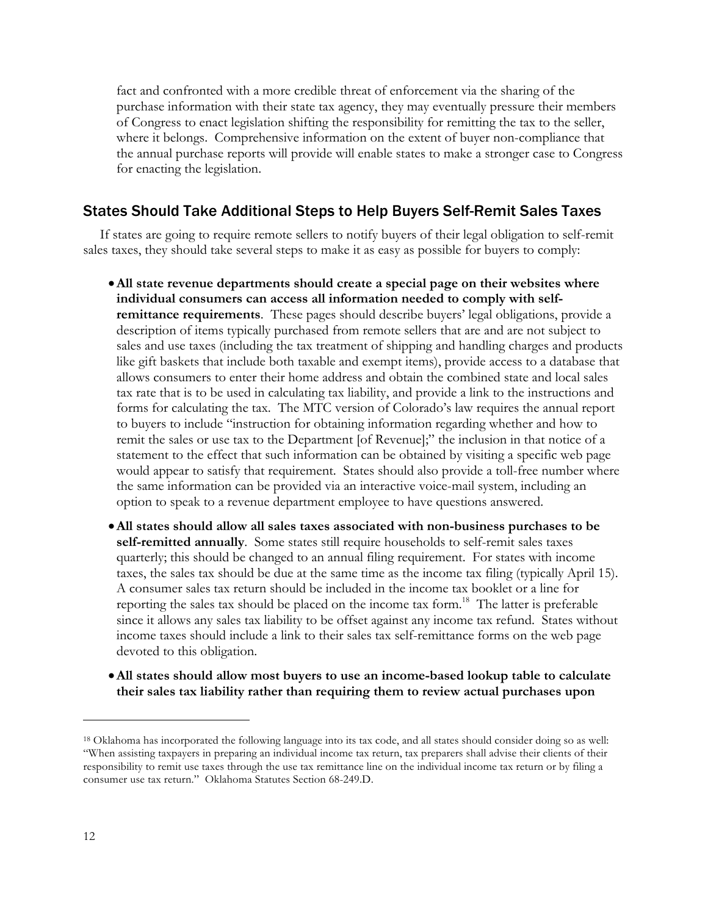fact and confronted with a more credible threat of enforcement via the sharing of the purchase information with their state tax agency, they may eventually pressure their members of Congress to enact legislation shifting the responsibility for remitting the tax to the seller, where it belongs. Comprehensive information on the extent of buyer non-compliance that the annual purchase reports will provide will enable states to make a stronger case to Congress for enacting the legislation.

## States Should Take Additional Steps to Help Buyers Self-Remit Sales Taxes

If states are going to require remote sellers to notify buyers of their legal obligation to self-remit sales taxes, they should take several steps to make it as easy as possible for buyers to comply:

- **All state revenue departments should create a special page on their websites where individual consumers can access all information needed to comply with self-remittance requirements**. These pages should describe buyers' legal obligations, provide a description of items typically purchased from remote sellers that are and are not subject to sales and use taxes (including the tax treatment of shipping and handling charges and products like gift baskets that include both taxable and exempt items), provide access to a database that allows consumers to enter their home address and obtain the combined state and local sales tax rate that is to be used in calculating tax liability, and provide a link to the instructions and forms for calculating the tax. The MTC version of Colorado's law requires the annual report to buyers to include "instruction for obtaining information regarding whether and how to remit the sales or use tax to the Department [of Revenue];" the inclusion in that notice of a statement to the effect that such information can be obtained by visiting a specific web page would appear to satisfy that requirement. States should also provide a toll-free number where the same information can be provided via an interactive voice-mail system, including an option to speak to a revenue department employee to have questions answered.
- **All states should allow all sales taxes associated with non-business purchases to be self-remitted annually**. Some states still require households to self-remit sales taxes quarterly; this should be changed to an annual filing requirement. For states with income taxes, the sales tax should be due at the same time as the income tax filing (typically April 15). A consumer sales tax return should be included in the income tax booklet or a line for reporting the sales tax should be placed on the income tax form.[18] The latter is preferable since it allows any sales tax liability to be offset against any income tax refund. States without income taxes should include a link to their sales tax self-remittance forms on the web page devoted to this obligation.
- **All states should allow most buyers to use an income-based lookup table to calculate their sales tax liability rather than requiring them to review actual purchases upon**

[18] Oklahoma has incorporated the following language into its tax code, and all states should consider doing so as well: "When assisting taxpayers in preparing an individual income tax return, tax preparers shall advise their clients of their responsibility to remit use taxes through the use tax remittance line on the individual income tax return or by filing a consumer use tax return." Oklahoma Statutes Section 68-249.D.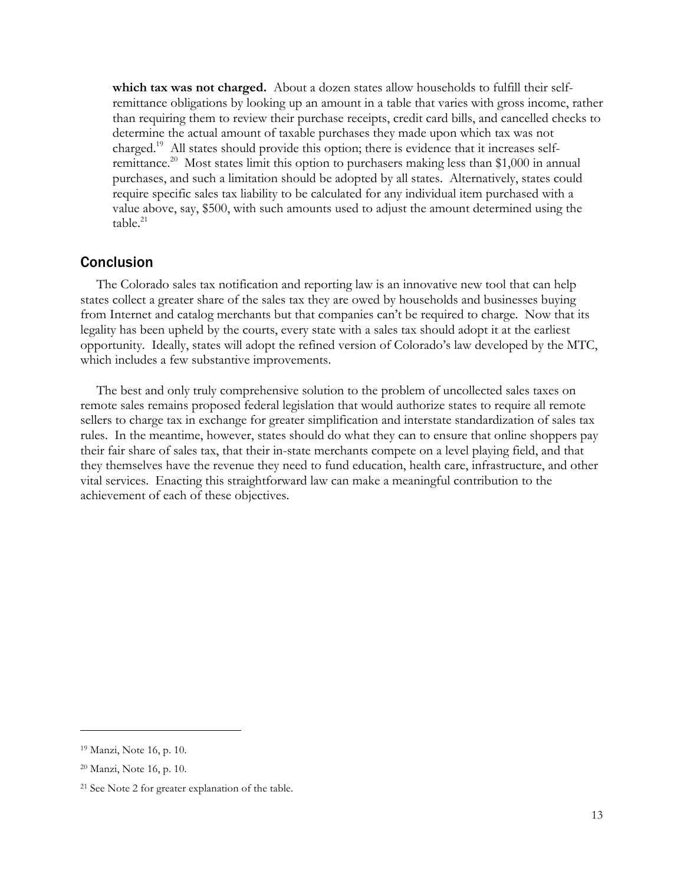**which tax was not charged.** About a dozen states allow households to fulfill their self-remittance obligations by looking up an amount in a table that varies with gross income, rather than requiring them to review their purchase receipts, credit card bills, and cancelled checks to determine the actual amount of taxable purchases they made upon which tax was not charged.[19] All states should provide this option; there is evidence that it increases self-remittance.[20] Most states limit this option to purchasers making less than $1,000 in annual purchases, and such a limitation should be adopted by all states. Alternatively, states could require specific sales tax liability to be calculated for any individual item purchased with a value above, say, $500, with such amounts used to adjust the amount determined using the table.[21]

## Conclusion

The Colorado sales tax notification and reporting law is an innovative new tool that can help states collect a greater share of the sales tax they are owed by households and businesses buying from Internet and catalog merchants but that companies can't be required to charge. Now that its legality has been upheld by the courts, every state with a sales tax should adopt it at the earliest opportunity. Ideally, states will adopt the refined version of Colorado's law developed by the MTC, which includes a few substantive improvements.

The best and only truly comprehensive solution to the problem of uncollected sales taxes on remote sales remains proposed federal legislation that would authorize states to require all remote sellers to charge tax in exchange for greater simplification and interstate standardization of sales tax rules. In the meantime, however, states should do what they can to ensure that online shoppers pay their fair share of sales tax, that their in-state merchants compete on a level playing field, and that they themselves have the revenue they need to fund education, health care, infrastructure, and other vital services. Enacting this straightforward law can make a meaningful contribution to the achievement of each of these objectives.

---

[19] Manzi, Note 16, p. 10.

[20] Manzi, Note 16, p. 10.

[21] See Note 2 for greater explanation of the table.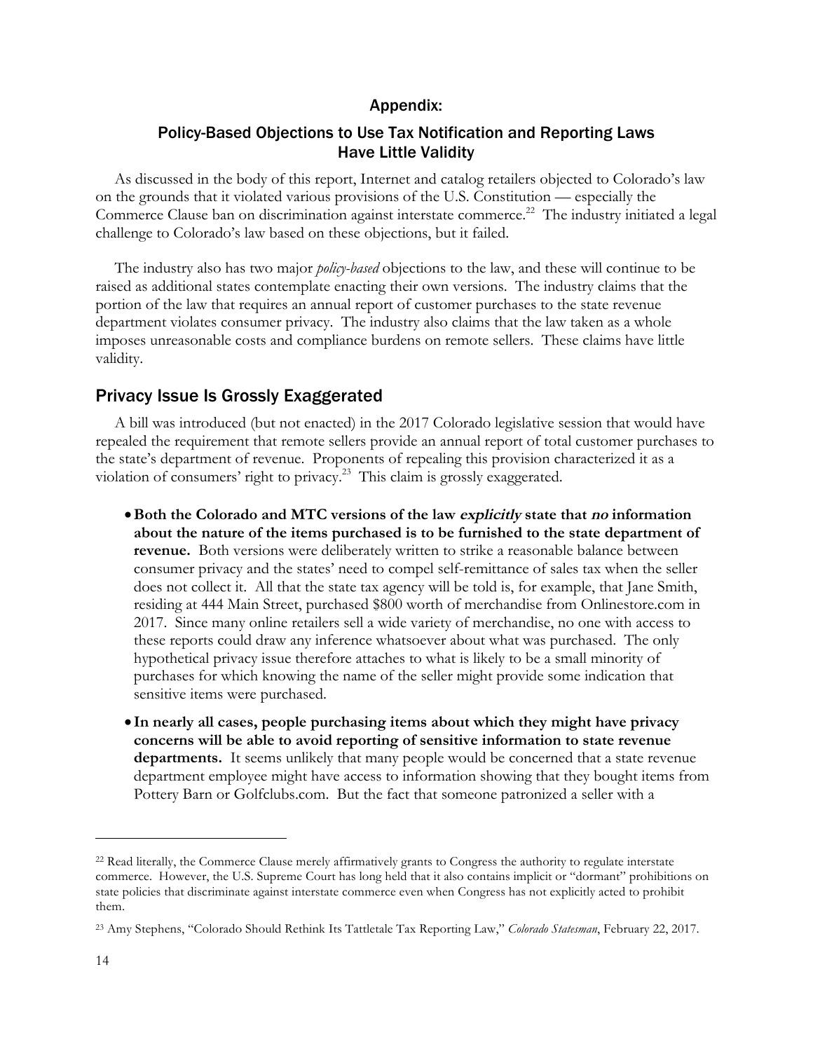## Appendix:

## Policy-Based Objections to Use Tax Notification and Reporting Laws Have Little Validity

As discussed in the body of this report, Internet and catalog retailers objected to Colorado's law on the grounds that it violated various provisions of the U.S. Constitution — especially the Commerce Clause ban on discrimination against interstate commerce.[22] The industry initiated a legal challenge to Colorado's law based on these objections, but it failed.

The industry also has two major *policy-based* objections to the law, and these will continue to be raised as additional states contemplate enacting their own versions. The industry claims that the portion of the law that requires an annual report of customer purchases to the state revenue department violates consumer privacy. The industry also claims that the law taken as a whole imposes unreasonable costs and compliance burdens on remote sellers. These claims have little validity.

### Privacy Issue Is Grossly Exaggerated

A bill was introduced (but not enacted) in the 2017 Colorado legislative session that would have repealed the requirement that remote sellers provide an annual report of total customer purchases to the state's department of revenue. Proponents of repealing this provision characterized it as a violation of consumers' right to privacy.[23] This claim is grossly exaggerated.

- **Both the Colorado and MTC versions of the law *explicitly* state that *no* information about the nature of the items purchased is to be furnished to the state department of revenue.** Both versions were deliberately written to strike a reasonable balance between consumer privacy and the states' need to compel self-remittance of sales tax when the seller does not collect it. All that the state tax agency will be told is, for example, that Jane Smith, residing at 444 Main Street, purchased $800 worth of merchandise from Onlinestore.com in 2017. Since many online retailers sell a wide variety of merchandise, no one with access to these reports could draw any inference whatsoever about what was purchased. The only hypothetical privacy issue therefore attaches to what is likely to be a small minority of purchases for which knowing the name of the seller might provide some indication that sensitive items were purchased.
- **In nearly all cases, people purchasing items about which they might have privacy concerns will be able to avoid reporting of sensitive information to state revenue departments.** It seems unlikely that many people would be concerned that a state revenue department employee might have access to information showing that they bought items from Pottery Barn or Golfclubs.com. But the fact that someone patronized a seller with a

---

[22] Read literally, the Commerce Clause merely affirmatively grants to Congress the authority to regulate interstate commerce. However, the U.S. Supreme Court has long held that it also contains implicit or "dormant" prohibitions on state policies that discriminate against interstate commerce even when Congress has not explicitly acted to prohibit them.

[23] Amy Stephens, "Colorado Should Rethink Its Tattletale Tax Reporting Law," *Colorado Statesman*, February 22, 2017.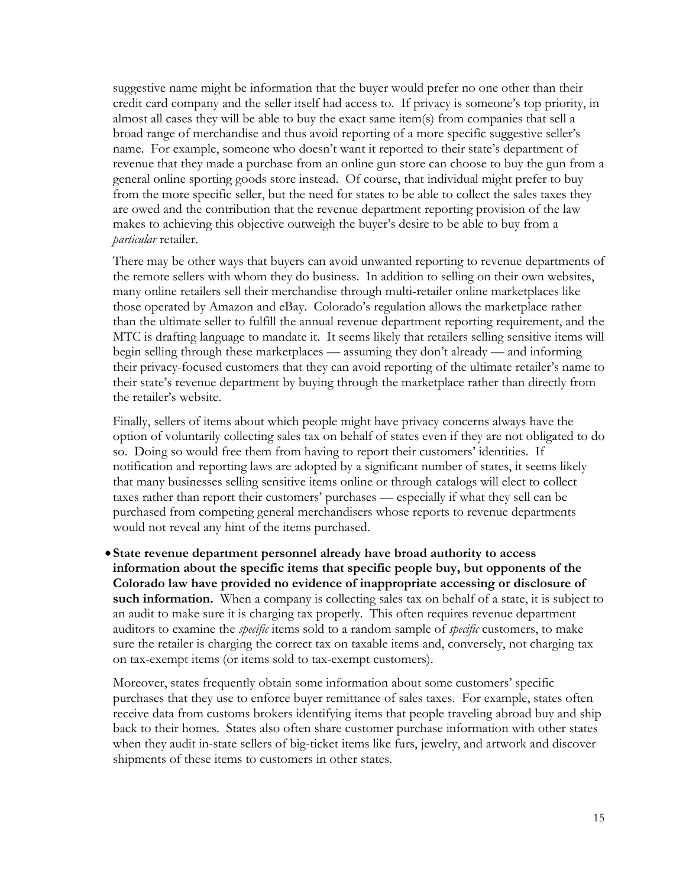suggestive name might be information that the buyer would prefer no one other than their credit card company and the seller itself had access to. If privacy is someone's top priority, in almost all cases they will be able to buy the exact same item(s) from companies that sell a broad range of merchandise and thus avoid reporting of a more specific suggestive seller's name. For example, someone who doesn't want it reported to their state's department of revenue that they made a purchase from an online gun store can choose to buy the gun from a general online sporting goods store instead. Of course, that individual might prefer to buy from the more specific seller, but the need for states to be able to collect the sales taxes they are owed and the contribution that the revenue department reporting provision of the law makes to achieving this objective outweigh the buyer's desire to be able to buy from a *particular* retailer.

There may be other ways that buyers can avoid unwanted reporting to revenue departments of the remote sellers with whom they do business. In addition to selling on their own websites, many online retailers sell their merchandise through multi-retailer online marketplaces like those operated by Amazon and eBay. Colorado's regulation allows the marketplace rather than the ultimate seller to fulfill the annual revenue department reporting requirement, and the MTC is drafting language to mandate it. It seems likely that retailers selling sensitive items will begin selling through these marketplaces — assuming they don't already — and informing their privacy-focused customers that they can avoid reporting of the ultimate retailer's name to their state's revenue department by buying through the marketplace rather than directly from the retailer's website.

Finally, sellers of items about which people might have privacy concerns always have the option of voluntarily collecting sales tax on behalf of states even if they are not obligated to do so. Doing so would free them from having to report their customers' identities. If notification and reporting laws are adopted by a significant number of states, it seems likely that many businesses selling sensitive items online or through catalogs will elect to collect taxes rather than report their customers' purchases — especially if what they sell can be purchased from competing general merchandisers whose reports to revenue departments would not reveal any hint of the items purchased.

- **State revenue department personnel already have broad authority to access information about the specific items that specific people buy, but opponents of the Colorado law have provided no evidence of inappropriate accessing or disclosure of such information.** When a company is collecting sales tax on behalf of a state, it is subject to an audit to make sure it is charging tax properly. This often requires revenue department auditors to examine the *specific* items sold to a random sample of *specific* customers, to make sure the retailer is charging the correct tax on taxable items and, conversely, not charging tax on tax-exempt items (or items sold to tax-exempt customers).

  Moreover, states frequently obtain some information about some customers' specific purchases that they use to enforce buyer remittance of sales taxes. For example, states often receive data from customs brokers identifying items that people traveling abroad buy and ship back to their homes. States also often share customer purchase information with other states when they audit in-state sellers of big-ticket items like furs, jewelry, and artwork and discover shipments of these items to customers in other states.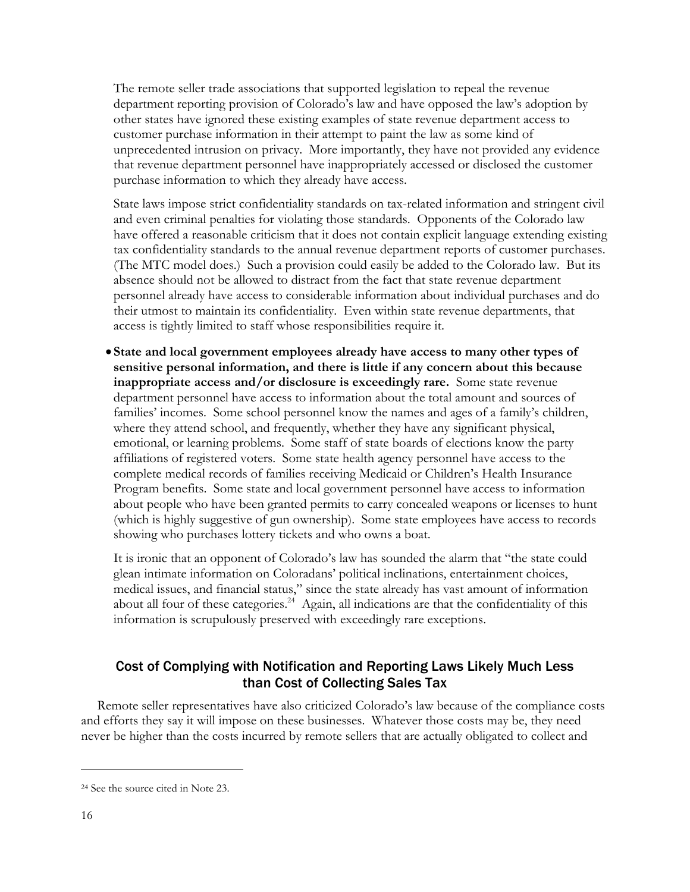The remote seller trade associations that supported legislation to repeal the revenue department reporting provision of Colorado's law and have opposed the law's adoption by other states have ignored these existing examples of state revenue department access to customer purchase information in their attempt to paint the law as some kind of unprecedented intrusion on privacy. More importantly, they have not provided any evidence that revenue department personnel have inappropriately accessed or disclosed the customer purchase information to which they already have access.

State laws impose strict confidentiality standards on tax-related information and stringent civil and even criminal penalties for violating those standards. Opponents of the Colorado law have offered a reasonable criticism that it does not contain explicit language extending existing tax confidentiality standards to the annual revenue department reports of customer purchases. (The MTC model does.) Such a provision could easily be added to the Colorado law. But its absence should not be allowed to distract from the fact that state revenue department personnel already have access to considerable information about individual purchases and do their utmost to maintain its confidentiality. Even within state revenue departments, that access is tightly limited to staff whose responsibilities require it.

- **State and local government employees already have access to many other types of sensitive personal information, and there is little if any concern about this because inappropriate access and/or disclosure is exceedingly rare.** Some state revenue department personnel have access to information about the total amount and sources of families' incomes. Some school personnel know the names and ages of a family's children, where they attend school, and frequently, whether they have any significant physical, emotional, or learning problems. Some staff of state boards of elections know the party affiliations of registered voters. Some state health agency personnel have access to the complete medical records of families receiving Medicaid or Children's Health Insurance Program benefits. Some state and local government personnel have access to information about people who have been granted permits to carry concealed weapons or licenses to hunt (which is highly suggestive of gun ownership). Some state employees have access to records showing who purchases lottery tickets and who owns a boat.

  It is ironic that an opponent of Colorado's law has sounded the alarm that "the state could glean intimate information on Coloradans' political inclinations, entertainment choices, medical issues, and financial status," since the state already has vast amount of information about all four of these categories.[24] Again, all indications are that the confidentiality of this information is scrupulously preserved with exceedingly rare exceptions.

## Cost of Complying with Notification and Reporting Laws Likely Much Less than Cost of Collecting Sales Tax

Remote seller representatives have also criticized Colorado's law because of the compliance costs and efforts they say it will impose on these businesses. Whatever those costs may be, they need never be higher than the costs incurred by remote sellers that are actually obligated to collect and

[24] See the source cited in Note 23.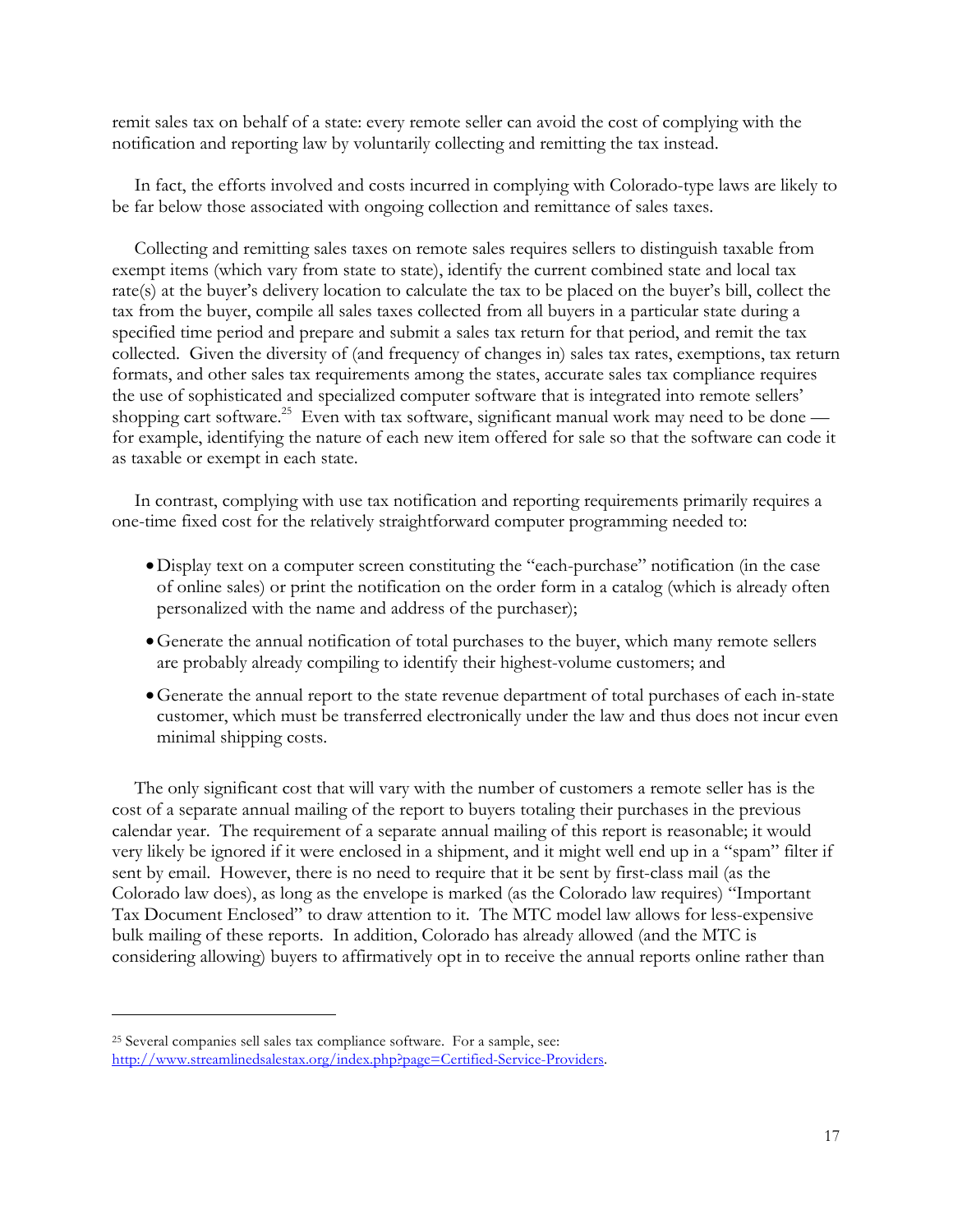remit sales tax on behalf of a state: every remote seller can avoid the cost of complying with the notification and reporting law by voluntarily collecting and remitting the tax instead.

In fact, the efforts involved and costs incurred in complying with Colorado-type laws are likely to be far below those associated with ongoing collection and remittance of sales taxes.

Collecting and remitting sales taxes on remote sales requires sellers to distinguish taxable from exempt items (which vary from state to state), identify the current combined state and local tax rate(s) at the buyer's delivery location to calculate the tax to be placed on the buyer's bill, collect the tax from the buyer, compile all sales taxes collected from all buyers in a particular state during a specified time period and prepare and submit a sales tax return for that period, and remit the tax collected. Given the diversity of (and frequency of changes in) sales tax rates, exemptions, tax return formats, and other sales tax requirements among the states, accurate sales tax compliance requires the use of sophisticated and specialized computer software that is integrated into remote sellers' shopping cart software.[25] Even with tax software, significant manual work may need to be done — for example, identifying the nature of each new item offered for sale so that the software can code it as taxable or exempt in each state.

In contrast, complying with use tax notification and reporting requirements primarily requires a one-time fixed cost for the relatively straightforward computer programming needed to:

- Display text on a computer screen constituting the "each-purchase" notification (in the case of online sales) or print the notification on the order form in a catalog (which is already often personalized with the name and address of the purchaser);
- Generate the annual notification of total purchases to the buyer, which many remote sellers are probably already compiling to identify their highest-volume customers; and
- Generate the annual report to the state revenue department of total purchases of each in-state customer, which must be transferred electronically under the law and thus does not incur even minimal shipping costs.

The only significant cost that will vary with the number of customers a remote seller has is the cost of a separate annual mailing of the report to buyers totaling their purchases in the previous calendar year. The requirement of a separate annual mailing of this report is reasonable; it would very likely be ignored if it were enclosed in a shipment, and it might well end up in a "spam" filter if sent by email. However, there is no need to require that it be sent by first-class mail (as the Colorado law does), as long as the envelope is marked (as the Colorado law requires) "Important Tax Document Enclosed" to draw attention to it. The MTC model law allows for less-expensive bulk mailing of these reports. In addition, Colorado has already allowed (and the MTC is considering allowing) buyers to affirmatively opt in to receive the annual reports online rather than

---

[25] Several companies sell sales tax compliance software. For a sample, see: http://www.streamlinedsalestax.org/index.php?page=Certified-Service-Providers.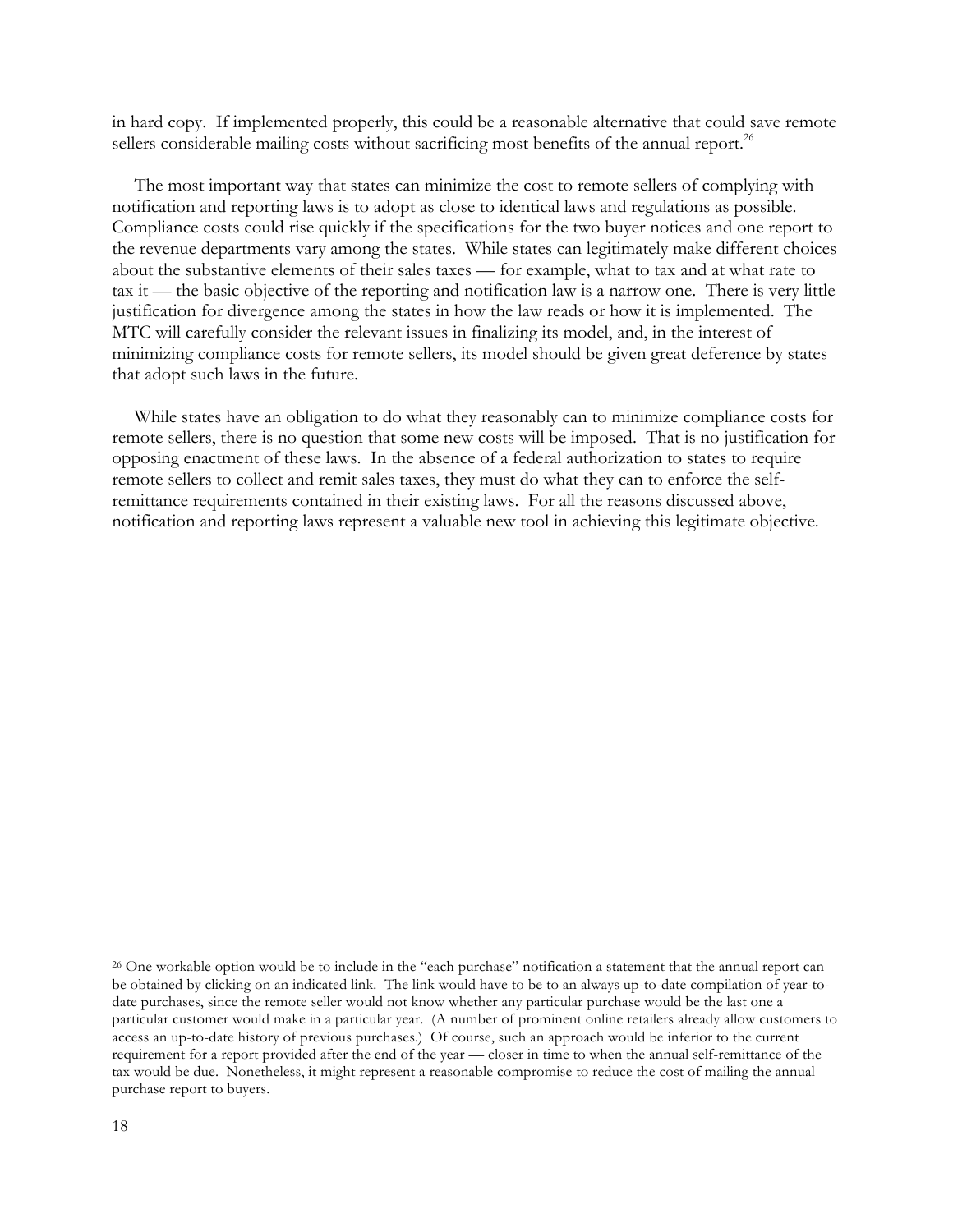in hard copy. If implemented properly, this could be a reasonable alternative that could save remote sellers considerable mailing costs without sacrificing most benefits of the annual report.[26]

The most important way that states can minimize the cost to remote sellers of complying with notification and reporting laws is to adopt as close to identical laws and regulations as possible. Compliance costs could rise quickly if the specifications for the two buyer notices and one report to the revenue departments vary among the states. While states can legitimately make different choices about the substantive elements of their sales taxes — for example, what to tax and at what rate to tax it — the basic objective of the reporting and notification law is a narrow one. There is very little justification for divergence among the states in how the law reads or how it is implemented. The MTC will carefully consider the relevant issues in finalizing its model, and, in the interest of minimizing compliance costs for remote sellers, its model should be given great deference by states that adopt such laws in the future.

While states have an obligation to do what they reasonably can to minimize compliance costs for remote sellers, there is no question that some new costs will be imposed. That is no justification for opposing enactment of these laws. In the absence of a federal authorization to states to require remote sellers to collect and remit sales taxes, they must do what they can to enforce the self-remittance requirements contained in their existing laws. For all the reasons discussed above, notification and reporting laws represent a valuable new tool in achieving this legitimate objective.

---

[26] One workable option would be to include in the "each purchase" notification a statement that the annual report can be obtained by clicking on an indicated link. The link would have to be to an always up-to-date compilation of year-to-date purchases, since the remote seller would not know whether any particular purchase would be the last one a particular customer would make in a particular year. (A number of prominent online retailers already allow customers to access an up-to-date history of previous purchases.) Of course, such an approach would be inferior to the current requirement for a report provided after the end of the year — closer in time to when the annual self-remittance of the tax would be due. Nonetheless, it might represent a reasonable compromise to reduce the cost of mailing the annual purchase report to buyers.